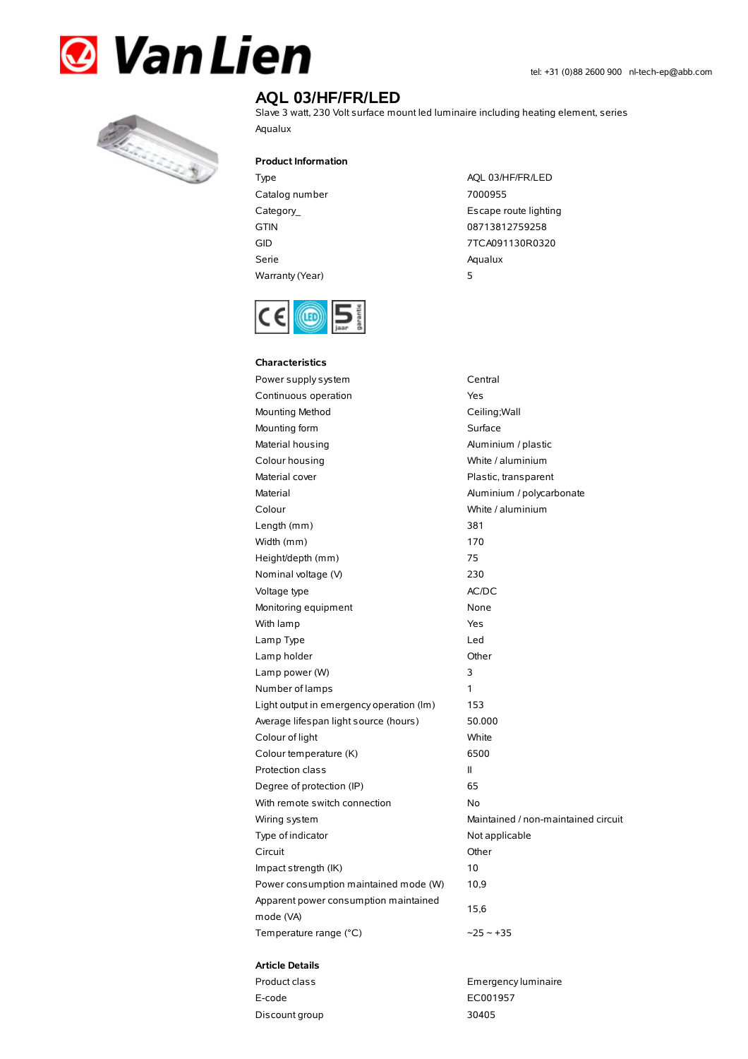Van Lien

tel: +31 (0)88 2600 900 nl-tech-ep@abb.com

# AQL 03/HF/FR/LED

Slave 3 watt, 230 Volt surface mount led luminaire including heating element, series Aqualux

## Product Information

| | |
|---|---|
| Type | AQL 03/HF/FR/LED |
| Catalog number | 7000955 |
| Category_ | Escape route lighting |
| GTIN | 08713812759258 |
| GID | 7TCA091130R0320 |
| Serie | Aqualux |
| Warranty (Year) | 5 |

## Characteristics

| | |
|---|---|
| Power supply system | Central |
| Continuous operation | Yes |
| Mounting Method | Ceiling;Wall |
| Mounting form | Surface |
| Material housing | Aluminium / plastic |
| Colour housing | White / aluminium |
| Material cover | Plastic, transparent |
| Material | Aluminium / polycarbonate |
| Colour | White / aluminium |
| Length (mm) | 381 |
| Width (mm) | 170 |
| Height/depth (mm) | 75 |
| Nominal voltage (V) | 230 |
| Voltage type | AC/DC |
| Monitoring equipment | None |
| With lamp | Yes |
| Lamp Type | Led |
| Lamp holder | Other |
| Lamp power (W) | 3 |
| Number of lamps | 1 |
| Light output in emergency operation (lm) | 153 |
| Average lifespan light source (hours) | 50.000 |
| Colour of light | White |
| Colour temperature (K) | 6500 |
| Protection class | II |
| Degree of protection (IP) | 65 |
| With remote switch connection | No |
| Wiring system | Maintained / non-maintained circuit |
| Type of indicator | Not applicable |
| Circuit | Other |
| Impact strength (IK) | 10 |
| Power consumption maintained mode (W) | 10,9 |
| Apparent power consumption maintained mode (VA) | 15,6 |
| Temperature range (°C) | -25 ~ +35 |

## Article Details

| | |
|---|---|
| Product class | Emergency luminaire |
| E-code | EC001957 |
| Discount group | 30405 |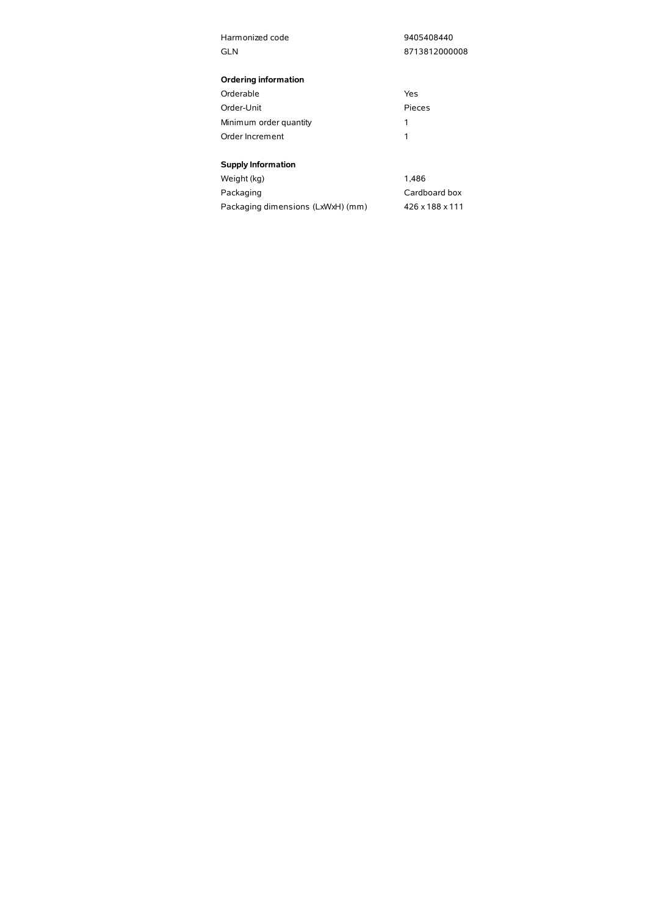| | |
|---|---|
| Harmonized code | 9405408440 |
| GLN | 8713812000008 |

**Ordering information**

| | |
|---|---|
| Orderable | Yes |
| Order-Unit | Pieces |
| Minimum order quantity | 1 |
| Order Increment | 1 |

**Supply Information**

| | |
|---|---|
| Weight (kg) | 1,486 |
| Packaging | Cardboard box |
| Packaging dimensions (LxWxH) (mm) | 426 x 188 x 111 |